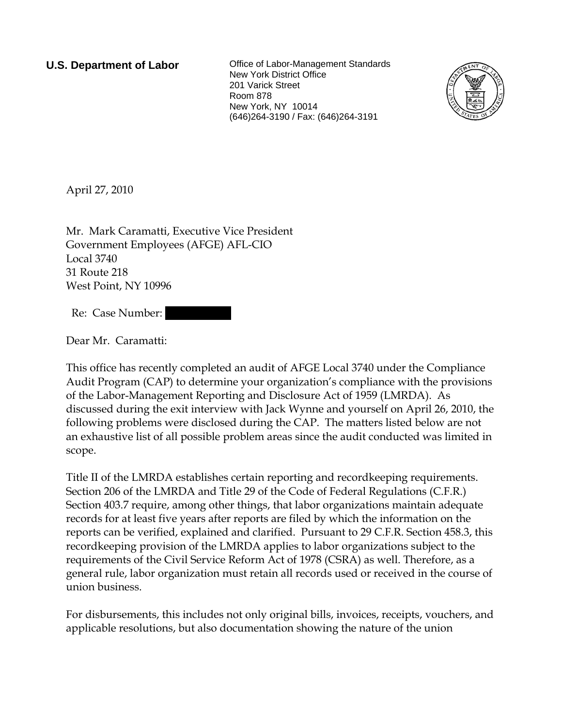**U.S. Department of Labor**

Office of Labor-Management Standards
New York District Office
201 Varick Street
Room 878
New York, NY 10014
(646)264-3190 / Fax: (646)264-3191

April 27, 2010

Mr. Mark Caramatti, Executive Vice President
Government Employees (AFGE) AFL-CIO
Local 3740
31 Route 218
West Point, NY 10996

Re: Case Number:

Dear Mr. Caramatti:

This office has recently completed an audit of AFGE Local 3740 under the Compliance Audit Program (CAP) to determine your organization's compliance with the provisions of the Labor-Management Reporting and Disclosure Act of 1959 (LMRDA). As discussed during the exit interview with Jack Wynne and yourself on April 26, 2010, the following problems were disclosed during the CAP. The matters listed below are not an exhaustive list of all possible problem areas since the audit conducted was limited in scope.

Title II of the LMRDA establishes certain reporting and recordkeeping requirements. Section 206 of the LMRDA and Title 29 of the Code of Federal Regulations (C.F.R.) Section 403.7 require, among other things, that labor organizations maintain adequate records for at least five years after reports are filed by which the information on the reports can be verified, explained and clarified. Pursuant to 29 C.F.R. Section 458.3, this recordkeeping provision of the LMRDA applies to labor organizations subject to the requirements of the Civil Service Reform Act of 1978 (CSRA) as well. Therefore, as a general rule, labor organization must retain all records used or received in the course of union business.

For disbursements, this includes not only original bills, invoices, receipts, vouchers, and applicable resolutions, but also documentation showing the nature of the union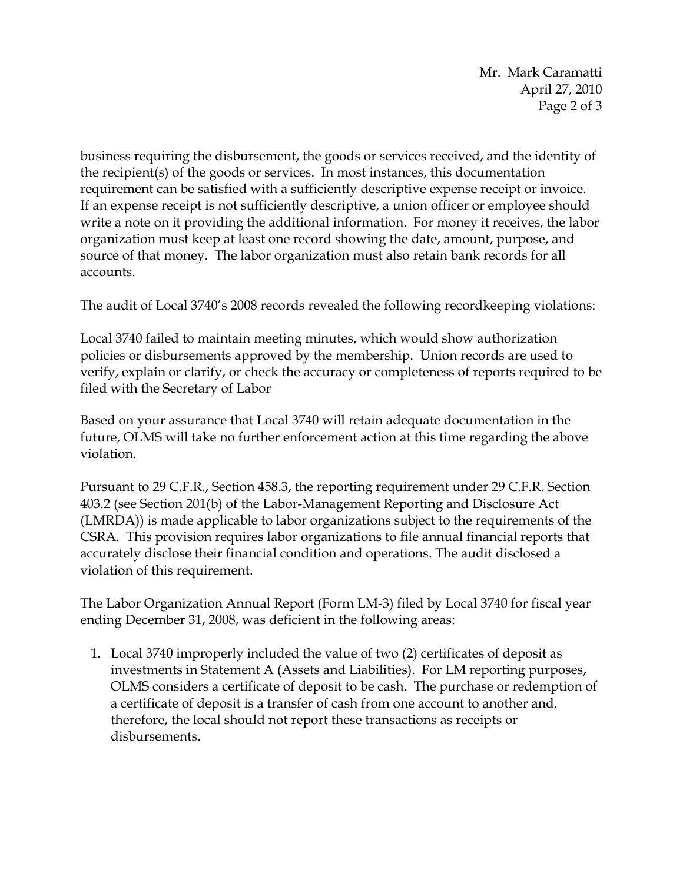business requiring the disbursement, the goods or services received, and the identity of the recipient(s) of the goods or services. In most instances, this documentation requirement can be satisfied with a sufficiently descriptive expense receipt or invoice. If an expense receipt is not sufficiently descriptive, a union officer or employee should write a note on it providing the additional information. For money it receives, the labor organization must keep at least one record showing the date, amount, purpose, and source of that money. The labor organization must also retain bank records for all accounts.

The audit of Local 3740's 2008 records revealed the following recordkeeping violations:

Local 3740 failed to maintain meeting minutes, which would show authorization policies or disbursements approved by the membership. Union records are used to verify, explain or clarify, or check the accuracy or completeness of reports required to be filed with the Secretary of Labor

Based on your assurance that Local 3740 will retain adequate documentation in the future, OLMS will take no further enforcement action at this time regarding the above violation.

Pursuant to 29 C.F.R., Section 458.3, the reporting requirement under 29 C.F.R. Section 403.2 (see Section 201(b) of the Labor-Management Reporting and Disclosure Act (LMRDA)) is made applicable to labor organizations subject to the requirements of the CSRA. This provision requires labor organizations to file annual financial reports that accurately disclose their financial condition and operations. The audit disclosed a violation of this requirement.

The Labor Organization Annual Report (Form LM-3) filed by Local 3740 for fiscal year ending December 31, 2008, was deficient in the following areas:

1. Local 3740 improperly included the value of two (2) certificates of deposit as investments in Statement A (Assets and Liabilities). For LM reporting purposes, OLMS considers a certificate of deposit to be cash. The purchase or redemption of a certificate of deposit is a transfer of cash from one account to another and, therefore, the local should not report these transactions as receipts or disbursements.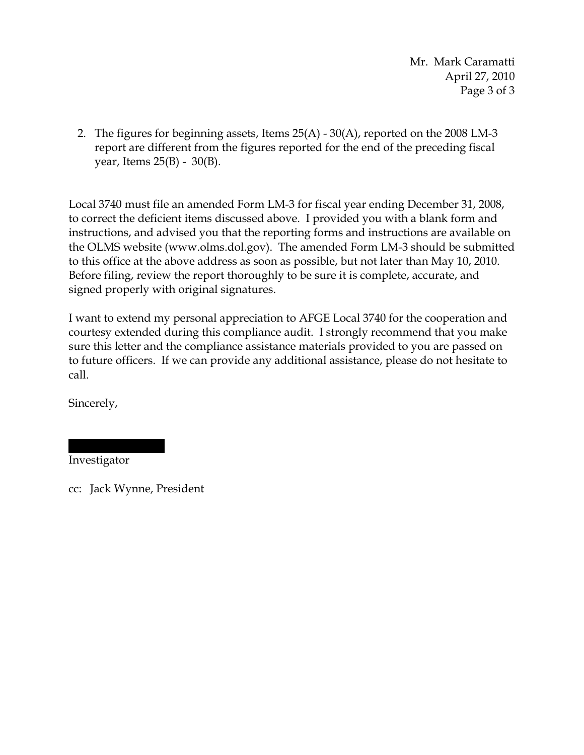2. The figures for beginning assets, Items 25(A) - 30(A), reported on the 2008 LM-3 report are different from the figures reported for the end of the preceding fiscal year, Items 25(B) - 30(B).

Local 3740 must file an amended Form LM-3 for fiscal year ending December 31, 2008, to correct the deficient items discussed above. I provided you with a blank form and instructions, and advised you that the reporting forms and instructions are available on the OLMS website (www.olms.dol.gov). The amended Form LM-3 should be submitted to this office at the above address as soon as possible, but not later than May 10, 2010. Before filing, review the report thoroughly to be sure it is complete, accurate, and signed properly with original signatures.

I want to extend my personal appreciation to AFGE Local 3740 for the cooperation and courtesy extended during this compliance audit. I strongly recommend that you make sure this letter and the compliance assistance materials provided to you are passed on to future officers. If we can provide any additional assistance, please do not hesitate to call.

Sincerely,

Investigator

cc: Jack Wynne, President